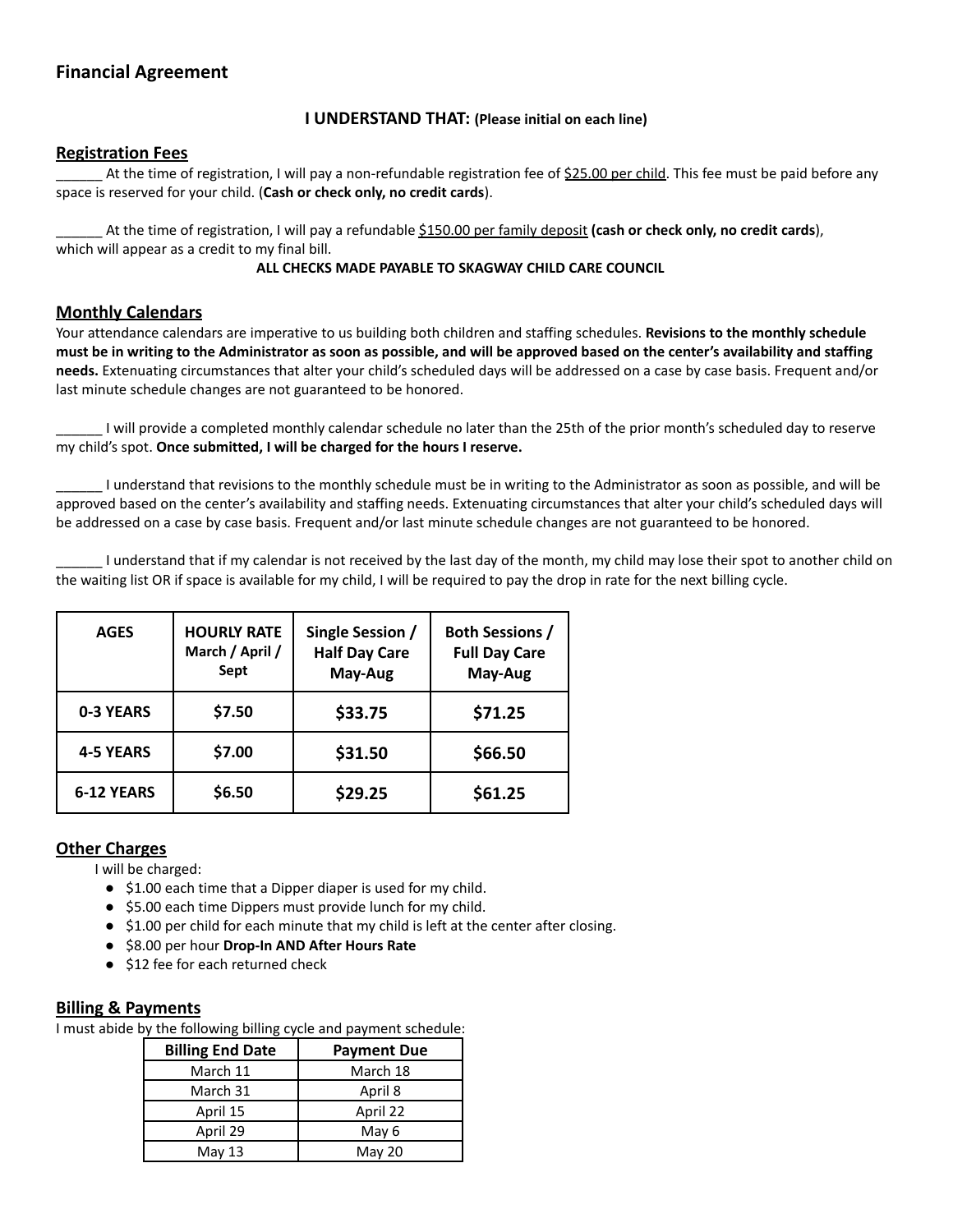## Financial Agreement

**I UNDERSTAND THAT: (Please initial on each line)**

### Registration Fees

______ At the time of registration, I will pay a non-refundable registration fee of $25.00 per child. This fee must be paid before any space is reserved for your child. (**Cash or check only, no credit cards**).

______ At the time of registration, I will pay a refundable $150.00 per family deposit **(cash or check only, no credit cards**), which will appear as a credit to my final bill.

**ALL CHECKS MADE PAYABLE TO SKAGWAY CHILD CARE COUNCIL**

### Monthly Calendars

Your attendance calendars are imperative to us building both children and staffing schedules. **Revisions to the monthly schedule must be in writing to the Administrator as soon as possible, and will be approved based on the center's availability and staffing needs.** Extenuating circumstances that alter your child's scheduled days will be addressed on a case by case basis. Frequent and/or last minute schedule changes are not guaranteed to be honored.

______ I will provide a completed monthly calendar schedule no later than the 25th of the prior month's scheduled day to reserve my child's spot. **Once submitted, I will be charged for the hours I reserve.**

______ I understand that revisions to the monthly schedule must be in writing to the Administrator as soon as possible, and will be approved based on the center's availability and staffing needs. Extenuating circumstances that alter your child's scheduled days will be addressed on a case by case basis. Frequent and/or last minute schedule changes are not guaranteed to be honored.

______ I understand that if my calendar is not received by the last day of the month, my child may lose their spot to another child on the waiting list OR if space is available for my child, I will be required to pay the drop in rate for the next billing cycle.

| AGES | HOURLY RATE March / April / Sept | Single Session / Half Day Care May-Aug | Both Sessions / Full Day Care May-Aug |
|---|---|---|---|
| 0-3 YEARS | $7.50 | $33.75 | $71.25 |
| 4-5 YEARS | $7.00 | $31.50 | $66.50 |
| 6-12 YEARS | $6.50 | $29.25 | $61.25 |

### Other Charges

I will be charged:

- $1.00 each time that a Dipper diaper is used for my child.
- $5.00 each time Dippers must provide lunch for my child.
- $1.00 per child for each minute that my child is left at the center after closing.
- $8.00 per hour **Drop-In AND After Hours Rate**
- $12 fee for each returned check

### Billing & Payments

I must abide by the following billing cycle and payment schedule:

| Billing End Date | Payment Due |
|---|---|
| March 11 | March 18 |
| March 31 | April 8 |
| April 15 | April 22 |
| April 29 | May 6 |
| May 13 | May 20 |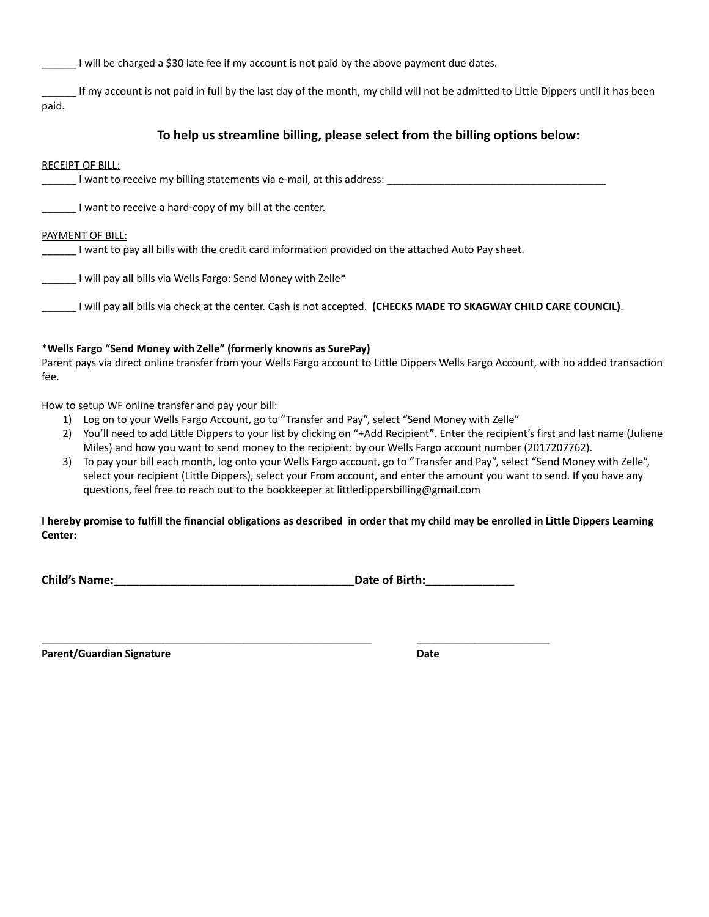______ I will be charged a $30 late fee if my account is not paid by the above payment due dates.

______ If my account is not paid in full by the last day of the month, my child will not be admitted to Little Dippers until it has been paid.

## To help us streamline billing, please select from the billing options below:

RECEIPT OF BILL:

______ I want to receive my billing statements via e-mail, at this address: ______________________________________

______ I want to receive a hard-copy of my bill at the center.

PAYMENT OF BILL:

______ I want to pay **all** bills with the credit card information provided on the attached Auto Pay sheet.

______ I will pay **all** bills via Wells Fargo: Send Money with Zelle*

______ I will pay **all** bills via check at the center. Cash is not accepted. **(CHECKS MADE TO SKAGWAY CHILD CARE COUNCIL)**.

*__Wells Fargo "Send Money with Zelle" (formerly knowns as SurePay)__

Parent pays via direct online transfer from your Wells Fargo account to Little Dippers Wells Fargo Account, with no added transaction fee.

How to setup WF online transfer and pay your bill:

1) Log on to your Wells Fargo Account, go to "Transfer and Pay", select "Send Money with Zelle"
2) You'll need to add Little Dippers to your list by clicking on "+Add Recipient**"**. Enter the recipient's first and last name (Juliene Miles) and how you want to send money to the recipient: by our Wells Fargo account number (2017207762).
3) To pay your bill each month, log onto your Wells Fargo account, go to "Transfer and Pay", select "Send Money with Zelle", select your recipient (Little Dippers), select your From account, and enter the amount you want to send. If you have any questions, feel free to reach out to the bookkeeper at littledippersbilling@gmail.com

**I hereby promise to fulfill the financial obligations as described in order that my child may be enrolled in Little Dippers Learning Center:**

**Child's Name:______________________________________Date of Birth:______________**

____________________________________________________________ ________________________

**Parent/Guardian Signature** **Date**